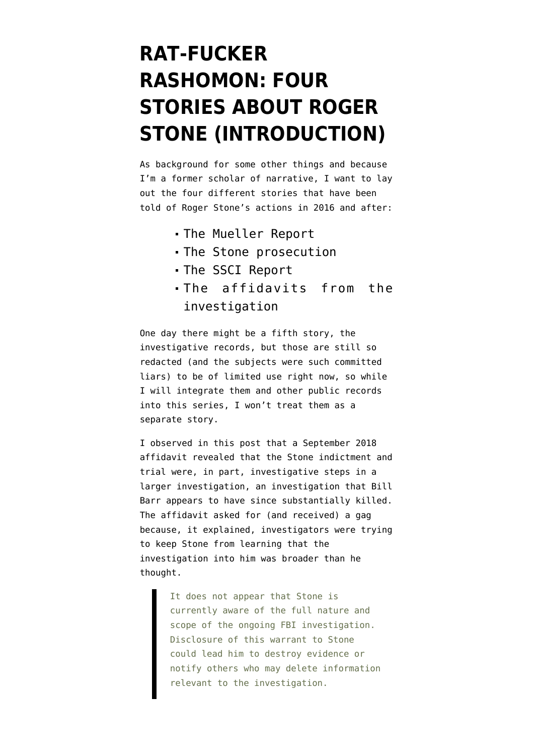# RAT-FUCKER RASHOMON: FOUR STORIES ABOUT ROGER STONE (INTRODUCTION)

As background for some other things and because I'm a former scholar of narrative, I want to lay out the four different stories that have been told of Roger Stone's actions in 2016 and after:

- The Mueller Report
- The Stone prosecution
- The SSCI Report
- The affidavits from the investigation

One day there might be a fifth story, the investigative records, but those are still so redacted (and the subjects were such committed liars) to be of limited use right now, so while I will integrate them and other public records into this series, I won't treat them as a separate story.

I observed in this post that a September 2018 affidavit revealed that the Stone indictment and trial were, in part, investigative steps in a larger investigation, an investigation that Bill Barr appears to have since substantially killed. The affidavit asked for (and received) a gag because, it explained, investigators were trying to keep Stone from learning that the investigation into him was broader than he thought.

> It does not appear that Stone is currently aware of the full nature and scope of the ongoing FBI investigation. Disclosure of this warrant to Stone could lead him to destroy evidence or notify others who may delete information relevant to the investigation.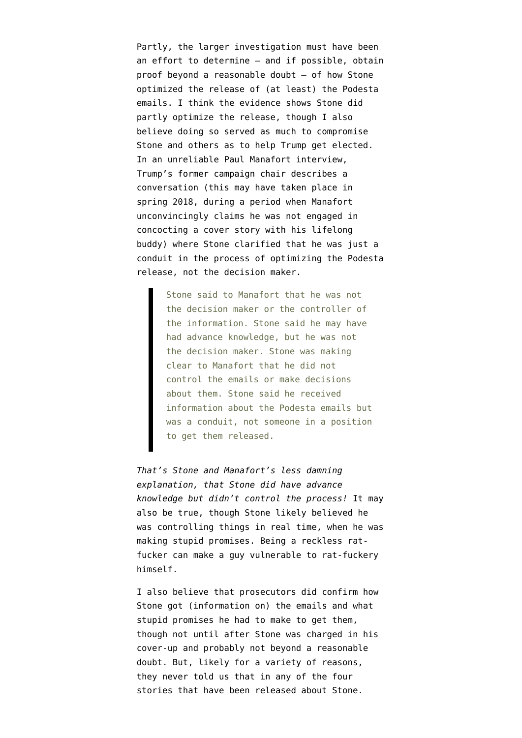Partly, the larger investigation must have been an effort to determine — and if possible, obtain proof beyond a reasonable doubt — of how Stone optimized the release of (at least) the Podesta emails. I think the evidence shows Stone did partly optimize the release, though I also believe doing so served as much to compromise Stone and others as to help Trump get elected. In an unreliable Paul Manafort interview, Trump's former campaign chair describes a conversation (this may have taken place in spring 2018, during a period when Manafort unconvincingly claims he was not engaged in concocting a cover story with his lifelong buddy) where Stone clarified that he was just a conduit in the process of optimizing the Podesta release, not the decision maker.

> Stone said to Manafort that he was not the decision maker or the controller of the information. Stone said he may have had advance knowledge, but he was not the decision maker. Stone was making clear to Manafort that he did not control the emails or make decisions about them. Stone said he received information about the Podesta emails but was a conduit, not someone in a position to get them released.

*That's Stone and Manafort's less damning explanation, that Stone did have advance knowledge but didn't control the process!* It may also be true, though Stone likely believed he was controlling things in real time, when he was making stupid promises. Being a reckless rat-fucker can make a guy vulnerable to rat-fuckery himself.

I also believe that prosecutors did confirm how Stone got (information on) the emails and what stupid promises he had to make to get them, though not until after Stone was charged in his cover-up and probably not beyond a reasonable doubt. But, likely for a variety of reasons, they never told us that in any of the four stories that have been released about Stone.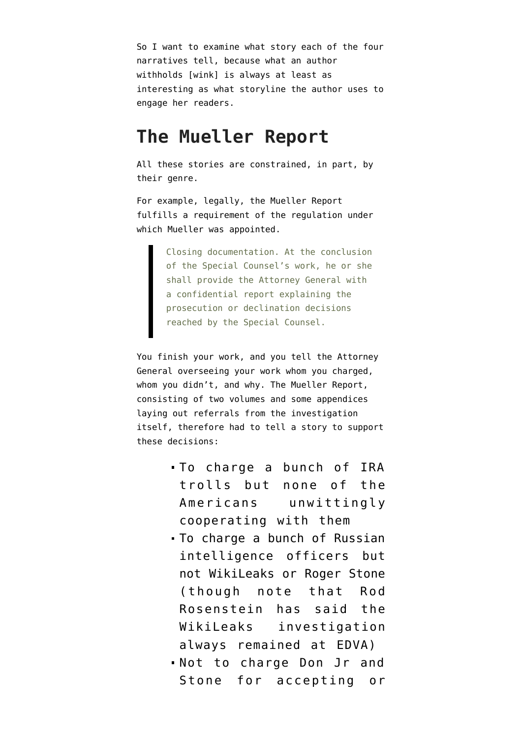So I want to examine what story each of the four narratives tell, because what an author withholds [wink] is always at least as interesting as what storyline the author uses to engage her readers.

## The Mueller Report

All these stories are constrained, in part, by their genre.

For example, legally, the Mueller Report fulfills a requirement of the regulation under which Mueller was appointed.

> Closing documentation. At the conclusion of the Special Counsel's work, he or she shall provide the Attorney General with a confidential report explaining the prosecution or declination decisions reached by the Special Counsel.

You finish your work, and you tell the Attorney General overseeing your work whom you charged, whom you didn't, and why. The Mueller Report, consisting of two volumes and some appendices laying out referrals from the investigation itself, therefore had to tell a story to support these decisions:

- To charge a bunch of IRA trolls but none of the Americans unwittingly cooperating with them
- To charge a bunch of Russian intelligence officers but not WikiLeaks or Roger Stone (though note that Rod Rosenstein has said the WikiLeaks investigation always remained at EDVA)
- Not to charge Don Jr and Stone for accepting or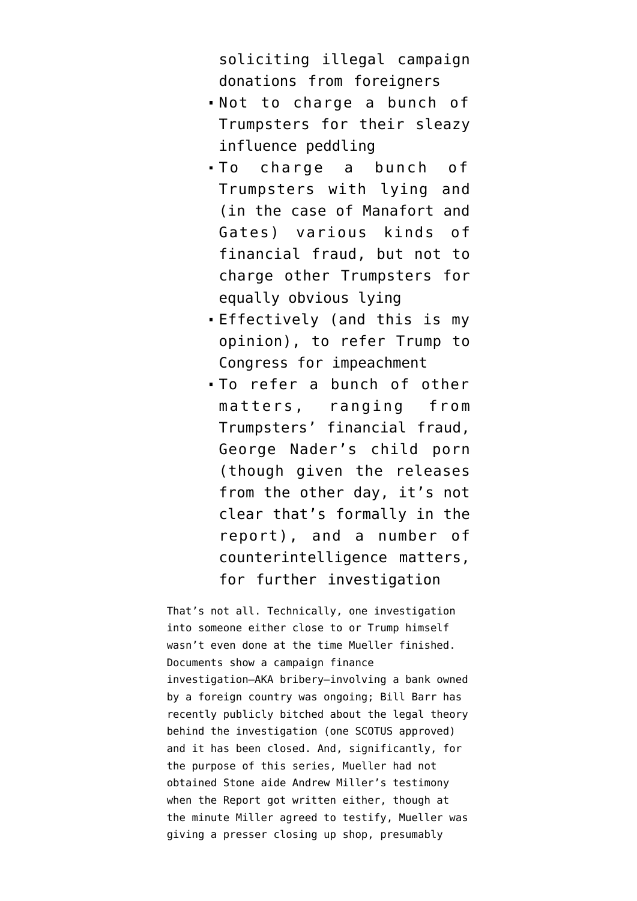soliciting illegal campaign donations from foreigners

- Not to charge a bunch of Trumpsters for their sleazy influence peddling
- To charge a bunch of Trumpsters with lying and (in the case of Manafort and Gates) various kinds of financial fraud, but not to charge other Trumpsters for equally obvious lying
- Effectively (and this is my opinion), to refer Trump to Congress for impeachment
- To refer a bunch of other matters, ranging from Trumpsters' financial fraud, George Nader's child porn (though given the releases from the other day, it's not clear that's formally in the report), and a number of counterintelligence matters, for further investigation

That's not all. Technically, one investigation into someone either close to or Trump himself wasn't even done at the time Mueller finished. Documents show a campaign finance investigation—AKA bribery—involving a bank owned by a foreign country was ongoing; Bill Barr has recently publicly bitched about the legal theory behind the investigation (one SCOTUS approved) and it has been closed. And, significantly, for the purpose of this series, Mueller had not obtained Stone aide Andrew Miller's testimony when the Report got written either, though at the minute Miller agreed to testify, Mueller was giving a presser closing up shop, presumably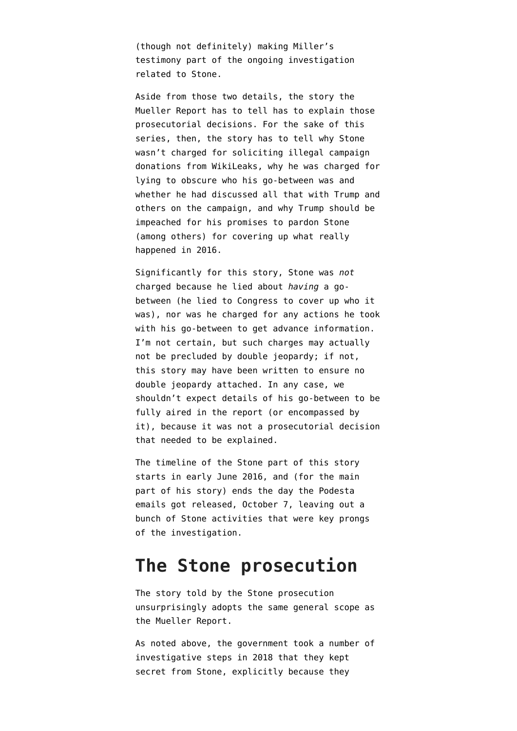(though not definitely) making Miller's testimony part of the ongoing investigation related to Stone.

Aside from those two details, the story the Mueller Report has to tell has to explain those prosecutorial decisions. For the sake of this series, then, the story has to tell why Stone wasn't charged for soliciting illegal campaign donations from WikiLeaks, why he was charged for lying to obscure who his go-between was and whether he had discussed all that with Trump and others on the campaign, and why Trump should be impeached for his promises to pardon Stone (among others) for covering up what really happened in 2016.

Significantly for this story, Stone was *not* charged because he lied about *having* a go-between (he lied to Congress to cover up who it was), nor was he charged for any actions he took with his go-between to get advance information. I'm not certain, but such charges may actually not be precluded by double jeopardy; if not, this story may have been written to ensure no double jeopardy attached. In any case, we shouldn't expect details of his go-between to be fully aired in the report (or encompassed by it), because it was not a prosecutorial decision that needed to be explained.

The timeline of the Stone part of this story starts in early June 2016, and (for the main part of his story) ends the day the Podesta emails got released, October 7, leaving out a bunch of Stone activities that were key prongs of the investigation.

## The Stone prosecution

The story told by the Stone prosecution unsurprisingly adopts the same general scope as the Mueller Report.

As noted above, the government took a number of investigative steps in 2018 that they kept secret from Stone, explicitly because they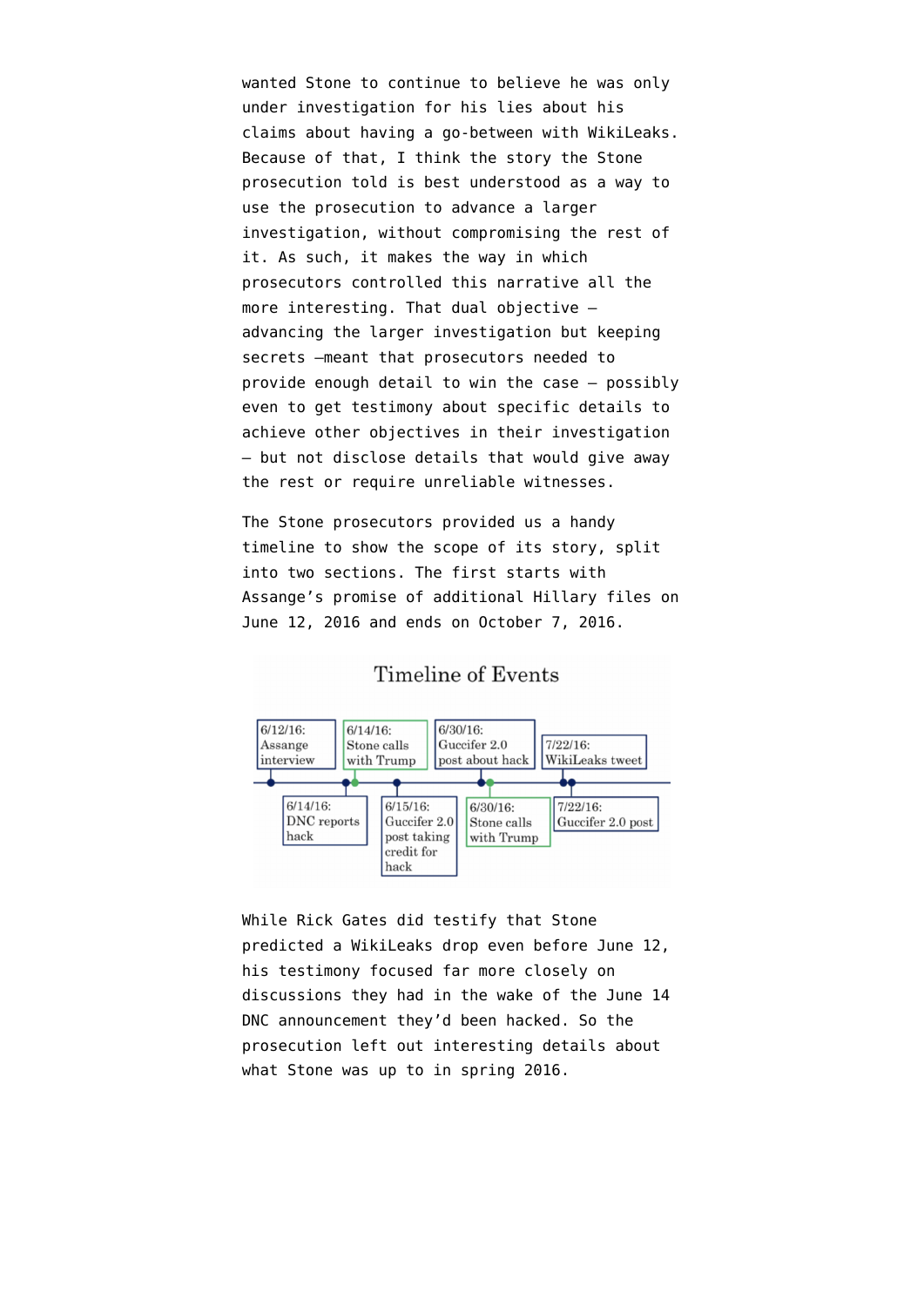wanted Stone to continue to believe he was only under investigation for his lies about his claims about having a go-between with WikiLeaks. Because of that, I think the story the Stone prosecution told is best understood as a way to use the prosecution to advance a larger investigation, without compromising the rest of it. As such, it makes the way in which prosecutors controlled this narrative all the more interesting. That dual objective — advancing the larger investigation but keeping secrets —meant that prosecutors needed to provide enough detail to win the case — possibly even to get testimony about specific details to achieve other objectives in their investigation — but not disclose details that would give away the rest or require unreliable witnesses.

The Stone prosecutors provided us a handy timeline to show the scope of its story, split into two sections. The first starts with Assange's promise of additional Hillary files on June 12, 2016 and ends on October 7, 2016.

Timeline of Events

6/12/16: Assange interview

6/14/16: Stone calls with Trump

6/14/16: DNC reports hack

6/15/16: Guccifer 2.0 post taking credit for hack

6/30/16: Guccifer 2.0 post about hack

6/30/16: Stone calls with Trump

7/22/16: WikiLeaks tweet

7/22/16: Guccifer 2.0 post

While Rick Gates did testify that Stone predicted a WikiLeaks drop even before June 12, his testimony focused far more closely on discussions they had in the wake of the June 14 DNC announcement they'd been hacked. So the prosecution left out interesting details about what Stone was up to in spring 2016.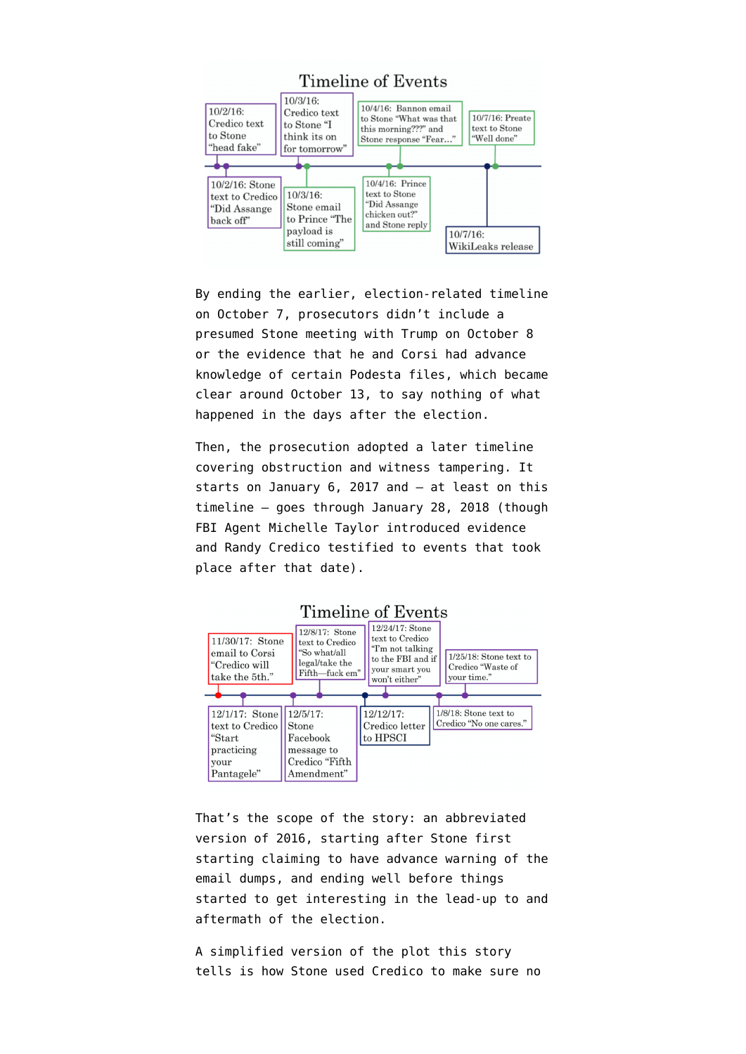Timeline of Events

10/2/16: Credico text to Stone "head fake"

10/2/16: Stone text to Credico "Did Assange back off"

10/3/16: Credico text to Stone "I think its on for tomorrow"

10/3/16: Stone email to Prince "The payload is still coming"

10/4/16: Bannon email to Stone "What was that this morning???" and Stone response "Fear…"

10/4/16: Prince text to Stone "Did Assange chicken out?" and Stone reply

10/7/16: Preate text to Stone "Well done"

10/7/16: WikiLeaks release

By ending the earlier, election-related timeline on October 7, prosecutors didn't include a presumed Stone meeting with Trump on October 8 or the evidence that he and Corsi had advance knowledge of certain Podesta files, which became clear around October 13, to say nothing of what happened in the days after the election.

Then, the prosecution adopted a later timeline covering obstruction and witness tampering. It starts on January 6, 2017 and — at least on this timeline — goes through January 28, 2018 (though FBI Agent Michelle Taylor introduced evidence and Randy Credico testified to events that took place after that date).

Timeline of Events

11/30/17: Stone email to Corsi "Credico will take the 5th."

12/1/17: Stone text to Credico "Start practicing your Pantagele"

12/5/17: Stone Facebook message to Credico "Fifth Amendment"

12/8/17: Stone text to Credico "So what/all legal/take the Fifth—fuck em"

12/12/17: Credico letter to HPSCI

12/24/17: Stone text to Credico "I'm not talking to the FBI and if your smart you won't either"

1/8/18: Stone text to Credico "No one cares."

1/25/18: Stone text to Credico "Waste of your time."

That's the scope of the story: an abbreviated version of 2016, starting after Stone first starting claiming to have advance warning of the email dumps, and ending well before things started to get interesting in the lead-up to and aftermath of the election.

A simplified version of the plot this story tells is how Stone used Credico to make sure no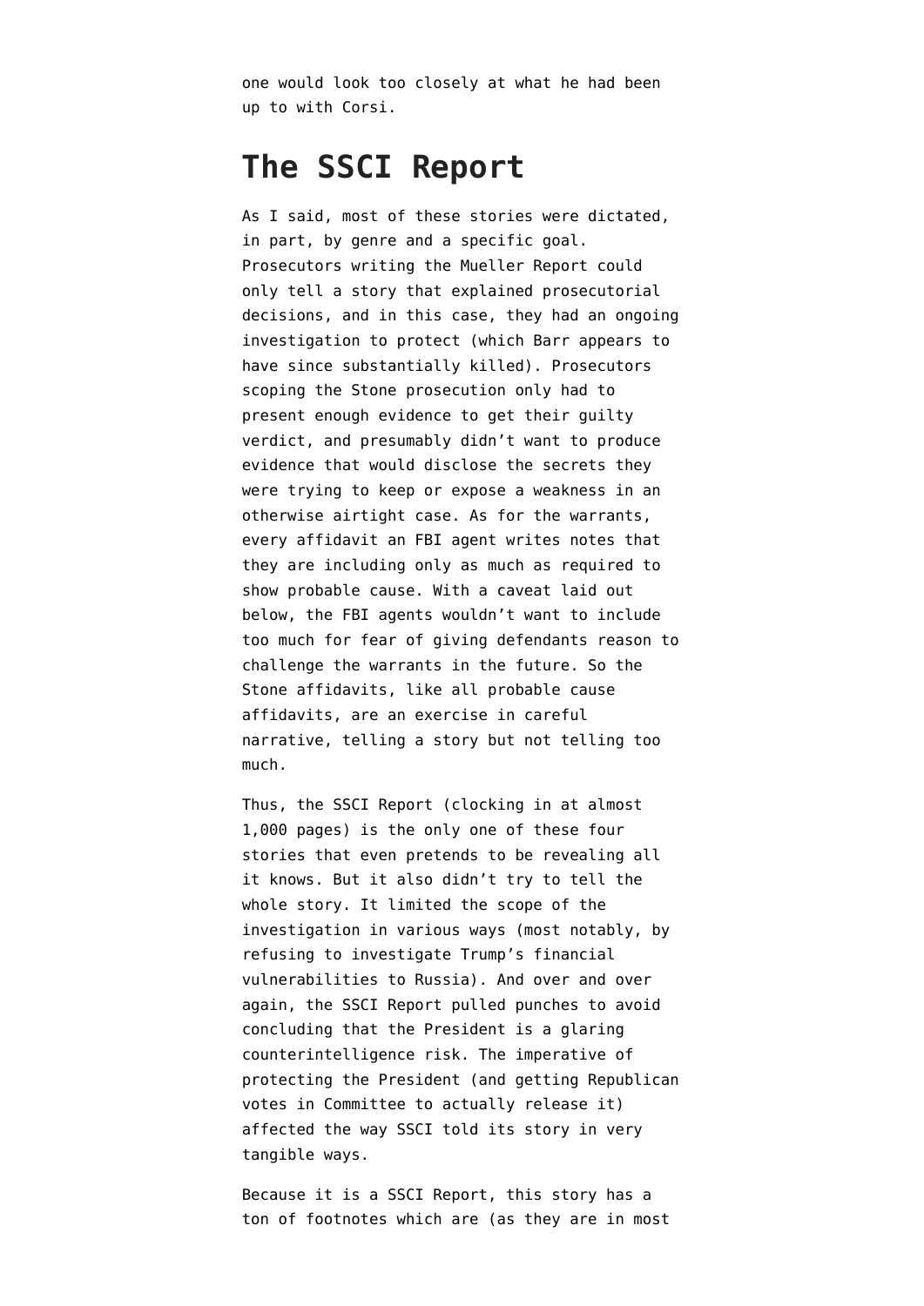one would look too closely at what he had been up to with Corsi.

## The SSCI Report

As I said, most of these stories were dictated, in part, by genre and a specific goal. Prosecutors writing the Mueller Report could only tell a story that explained prosecutorial decisions, and in this case, they had an ongoing investigation to protect (which Barr appears to have since substantially killed). Prosecutors scoping the Stone prosecution only had to present enough evidence to get their guilty verdict, and presumably didn't want to produce evidence that would disclose the secrets they were trying to keep or expose a weakness in an otherwise airtight case. As for the warrants, every affidavit an FBI agent writes notes that they are including only as much as required to show probable cause. With a caveat laid out below, the FBI agents wouldn't want to include too much for fear of giving defendants reason to challenge the warrants in the future. So the Stone affidavits, like all probable cause affidavits, are an exercise in careful narrative, telling a story but not telling too much.

Thus, the SSCI Report (clocking in at almost 1,000 pages) is the only one of these four stories that even pretends to be revealing all it knows. But it also didn't try to tell the whole story. It limited the scope of the investigation in various ways (most notably, by refusing to investigate Trump's financial vulnerabilities to Russia). And over and over again, the SSCI Report pulled punches to avoid concluding that the President is a glaring counterintelligence risk. The imperative of protecting the President (and getting Republican votes in Committee to actually release it) affected the way SSCI told its story in very tangible ways.

Because it is a SSCI Report, this story has a ton of footnotes which are (as they are in most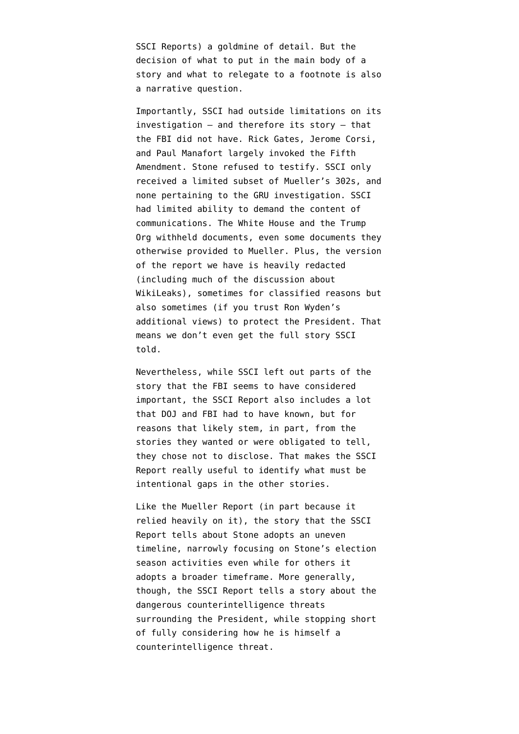SSCI Reports) a goldmine of detail. But the decision of what to put in the main body of a story and what to relegate to a footnote is also a narrative question.

Importantly, SSCI had outside limitations on its investigation — and therefore its story — that the FBI did not have. Rick Gates, Jerome Corsi, and Paul Manafort largely invoked the Fifth Amendment. Stone refused to testify. SSCI only received a limited subset of Mueller's 302s, and none pertaining to the GRU investigation. SSCI had limited ability to demand the content of communications. The White House and the Trump Org withheld documents, even some documents they otherwise provided to Mueller. Plus, the version of the report we have is heavily redacted (including much of the discussion about WikiLeaks), sometimes for classified reasons but also sometimes (if you trust Ron Wyden's additional views) to protect the President. That means we don't even get the full story SSCI told.

Nevertheless, while SSCI left out parts of the story that the FBI seems to have considered important, the SSCI Report also includes a lot that DOJ and FBI had to have known, but for reasons that likely stem, in part, from the stories they wanted or were obligated to tell, they chose not to disclose. That makes the SSCI Report really useful to identify what must be intentional gaps in the other stories.

Like the Mueller Report (in part because it relied heavily on it), the story that the SSCI Report tells about Stone adopts an uneven timeline, narrowly focusing on Stone's election season activities even while for others it adopts a broader timeframe. More generally, though, the SSCI Report tells a story about the dangerous counterintelligence threats surrounding the President, while stopping short of fully considering how he is himself a counterintelligence threat.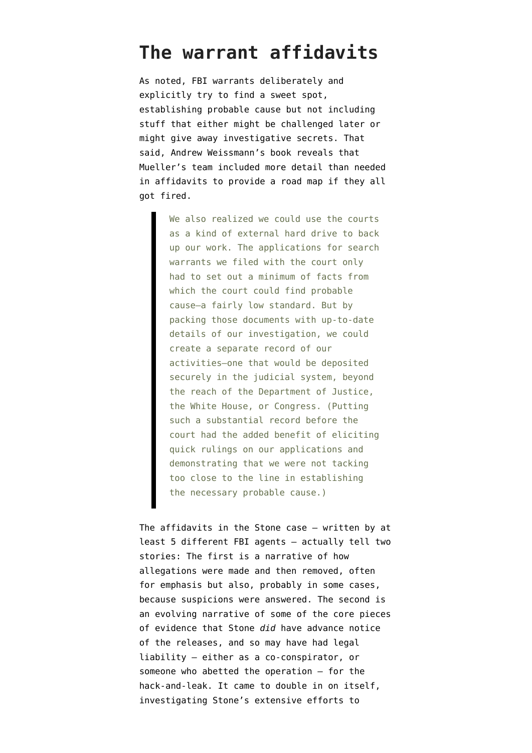# The warrant affidavits

As noted, FBI warrants deliberately and explicitly try to find a sweet spot, establishing probable cause but not including stuff that either might be challenged later or might give away investigative secrets. That said, Andrew Weissmann's book reveals that Mueller's team included more detail than needed in affidavits to provide a road map if they all got fired.

> We also realized we could use the courts as a kind of external hard drive to back up our work. The applications for search warrants we filed with the court only had to set out a minimum of facts from which the court could find probable cause—a fairly low standard. But by packing those documents with up-to-date details of our investigation, we could create a separate record of our activities—one that would be deposited securely in the judicial system, beyond the reach of the Department of Justice, the White House, or Congress. (Putting such a substantial record before the court had the added benefit of eliciting quick rulings on our applications and demonstrating that we were not tacking too close to the line in establishing the necessary probable cause.)

The affidavits in the Stone case — written by at least 5 different FBI agents — actually tell two stories: The first is a narrative of how allegations were made and then removed, often for emphasis but also, probably in some cases, because suspicions were answered. The second is an evolving narrative of some of the core pieces of evidence that Stone *did* have advance notice of the releases, and so may have had legal liability — either as a co-conspirator, or someone who abetted the operation — for the hack-and-leak. It came to double in on itself, investigating Stone's extensive efforts to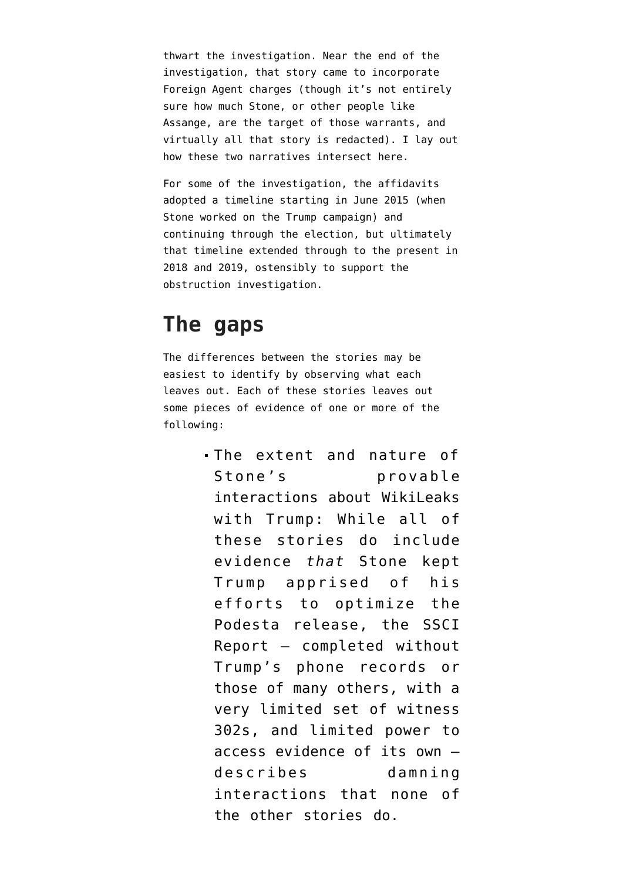thwart the investigation. Near the end of the investigation, that story came to incorporate Foreign Agent charges (though it's not entirely sure how much Stone, or other people like Assange, are the target of those warrants, and virtually all that story is redacted). I lay out how these two narratives intersect here.

For some of the investigation, the affidavits adopted a timeline starting in June 2015 (when Stone worked on the Trump campaign) and continuing through the election, but ultimately that timeline extended through to the present in 2018 and 2019, ostensibly to support the obstruction investigation.

## The gaps

The differences between the stories may be easiest to identify by observing what each leaves out. Each of these stories leaves out some pieces of evidence of one or more of the following:

- The extent and nature of Stone's provable interactions about WikiLeaks with Trump: While all of these stories do include evidence *that* Stone kept Trump apprised of his efforts to optimize the Podesta release, the SSCI Report — completed without Trump's phone records or those of many others, with a very limited set of witness 302s, and limited power to access evidence of its own — describes damning interactions that none of the other stories do.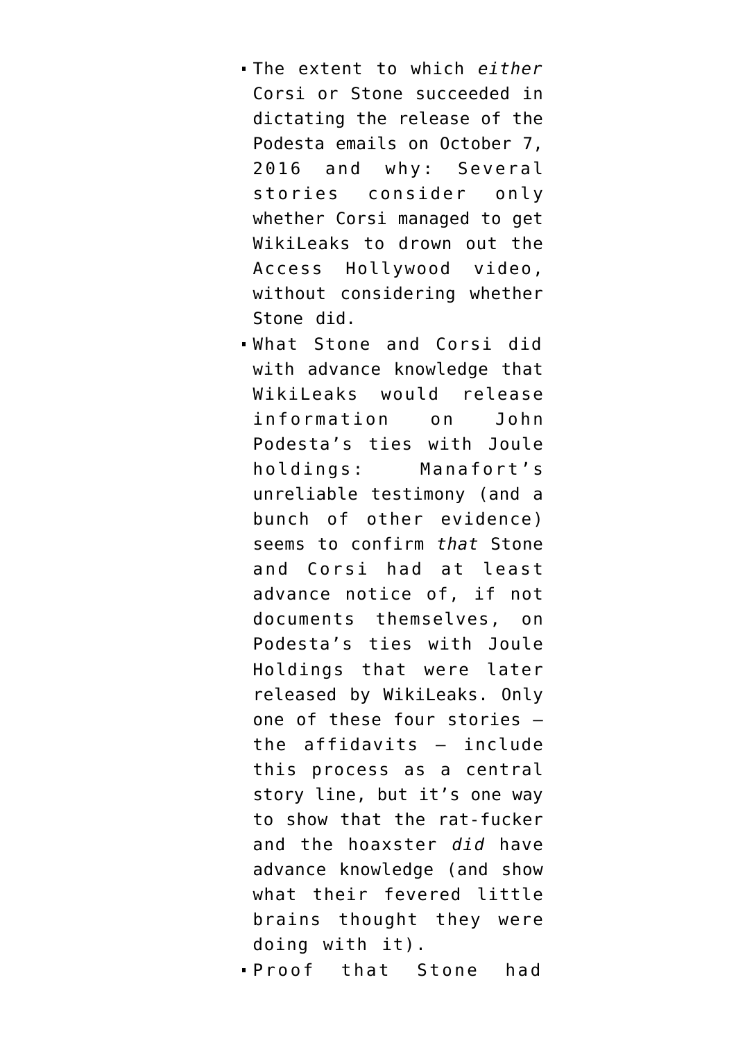- The extent to which *either* Corsi or Stone succeeded in dictating the release of the Podesta emails on October 7, 2016 and why: Several stories consider only whether Corsi managed to get WikiLeaks to drown out the Access Hollywood video, without considering whether Stone did.
- What Stone and Corsi did with advance knowledge that WikiLeaks would release information on John Podesta's ties with Joule holdings: Manafort's unreliable testimony (and a bunch of other evidence) seems to confirm *that* Stone and Corsi had at least advance notice of, if not documents themselves, on Podesta's ties with Joule Holdings that were later released by WikiLeaks. Only one of these four stories — the affidavits — include this process as a central story line, but it's one way to show that the rat-fucker and the hoaxster *did* have advance knowledge (and show what their fevered little brains thought they were doing with it).
- Proof that Stone had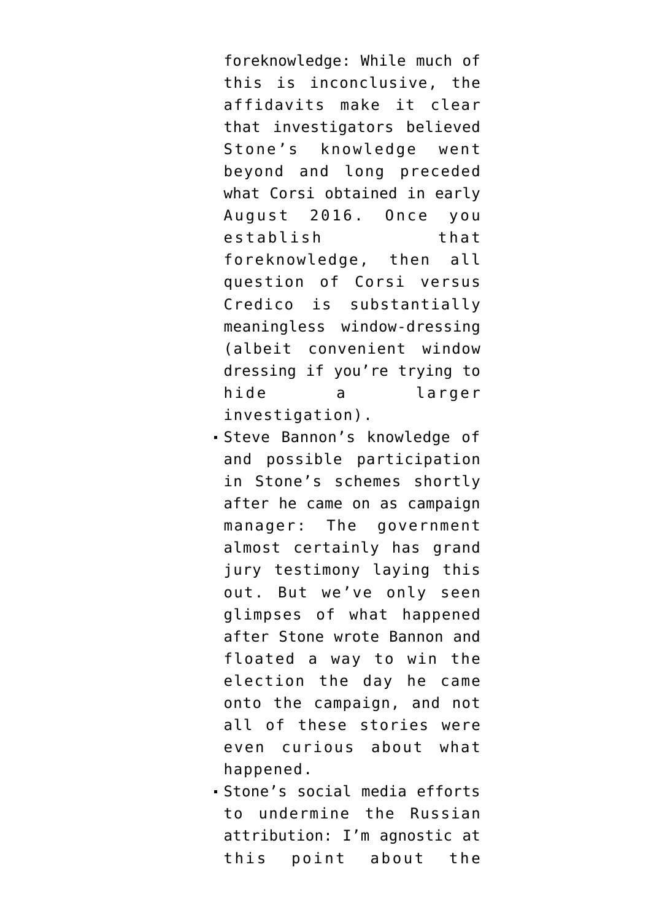foreknowledge: While much of this is inconclusive, the affidavits make it clear that investigators believed Stone's knowledge went beyond and long preceded what Corsi obtained in early August 2016. Once you establish that foreknowledge, then all question of Corsi versus Credico is substantially meaningless window-dressing (albeit convenient window dressing if you're trying to hide a larger investigation).

- Steve Bannon's knowledge of and possible participation in Stone's schemes shortly after he came on as campaign manager: The government almost certainly has grand jury testimony laying this out. But we've only seen glimpses of what happened after Stone wrote Bannon and floated a way to win the election the day he came onto the campaign, and not all of these stories were even curious about what happened.
- Stone's social media efforts to undermine the Russian attribution: I'm agnostic at this point about the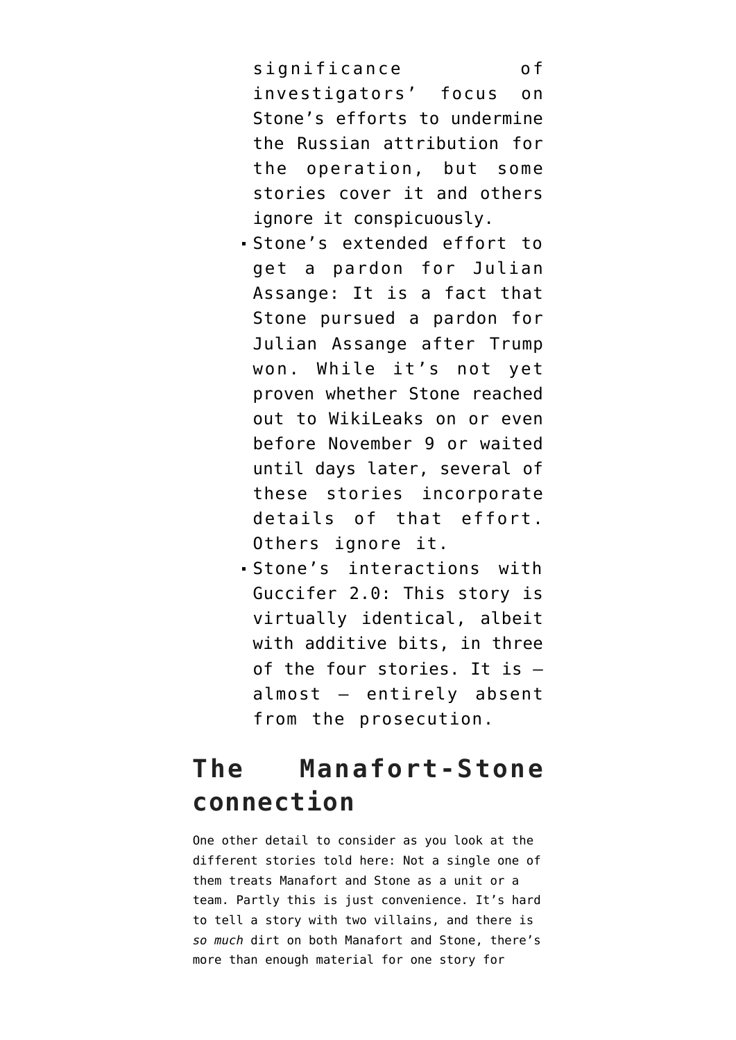significance of investigators' focus on Stone's efforts to undermine the Russian attribution for the operation, but some stories cover it and others ignore it conspicuously.

- Stone's extended effort to get a pardon for Julian Assange: It is a fact that Stone pursued a pardon for Julian Assange after Trump won. While it's not yet proven whether Stone reached out to WikiLeaks on or even before November 9 or waited until days later, several of these stories incorporate details of that effort. Others ignore it.
- Stone's interactions with Guccifer 2.0: This story is virtually identical, albeit with additive bits, in three of the four stories. It is — almost — entirely absent from the prosecution.

## The Manafort-Stone connection

One other detail to consider as you look at the different stories told here: Not a single one of them treats Manafort and Stone as a unit or a team. Partly this is just convenience. It's hard to tell a story with two villains, and there is *so much* dirt on both Manafort and Stone, there's more than enough material for one story for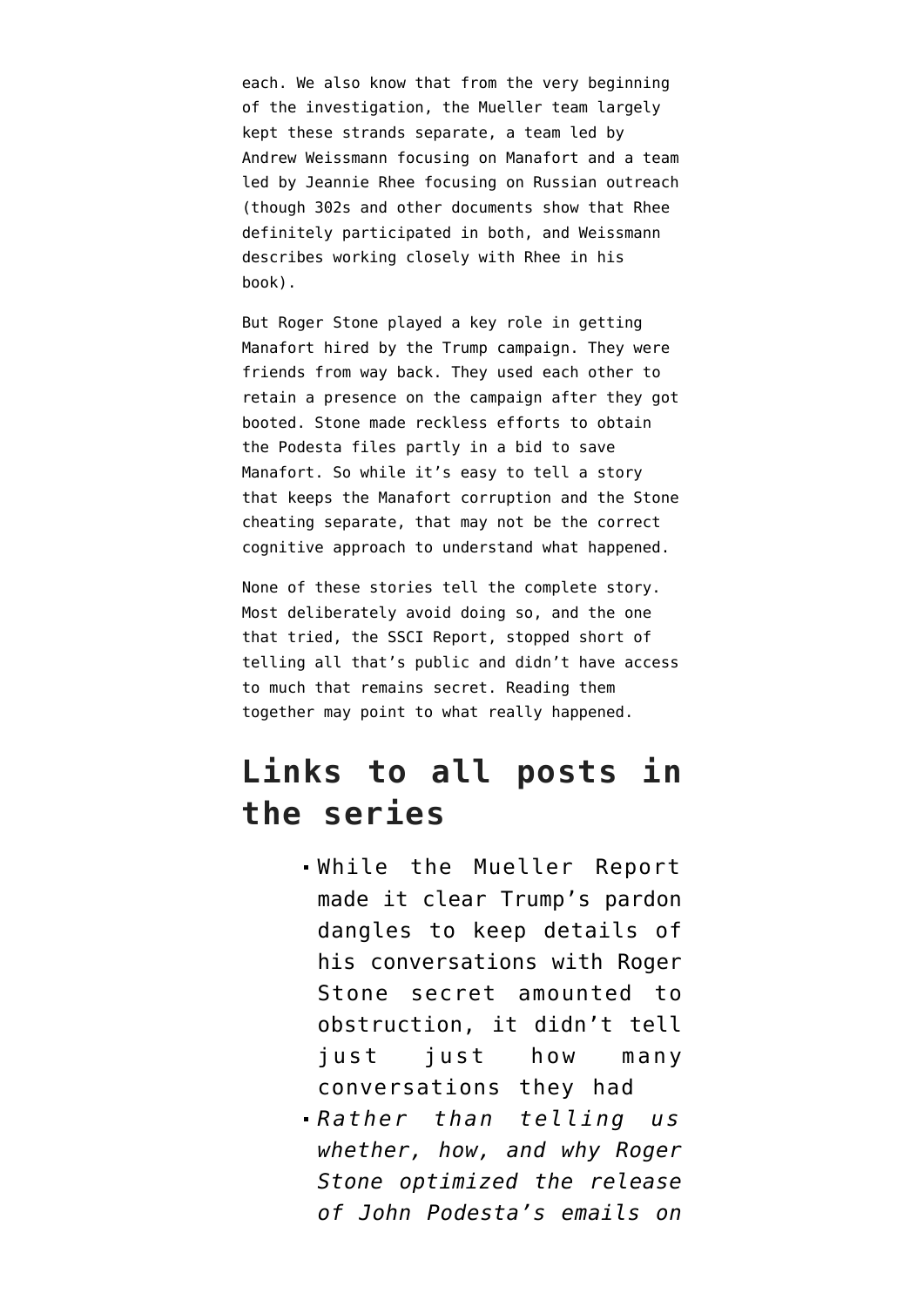each. We also know that from the very beginning of the investigation, the Mueller team largely kept these strands separate, a team led by Andrew Weissmann focusing on Manafort and a team led by Jeannie Rhee focusing on Russian outreach (though 302s and other documents show that Rhee definitely participated in both, and Weissmann describes working closely with Rhee in his book).

But Roger Stone played a key role in getting Manafort hired by the Trump campaign. They were friends from way back. They used each other to retain a presence on the campaign after they got booted. Stone made reckless efforts to obtain the Podesta files partly in a bid to save Manafort. So while it's easy to tell a story that keeps the Manafort corruption and the Stone cheating separate, that may not be the correct cognitive approach to understand what happened.

None of these stories tell the complete story. Most deliberately avoid doing so, and the one that tried, the SSCI Report, stopped short of telling all that's public and didn't have access to much that remains secret. Reading them together may point to what really happened.

## Links to all posts in the series

- While the Mueller Report made it clear Trump's pardon dangles to keep details of his conversations with Roger Stone secret amounted to obstruction, it didn't tell just just how many conversations they had
- *Rather than telling us whether, how, and why Roger Stone optimized the release of John Podesta's emails on*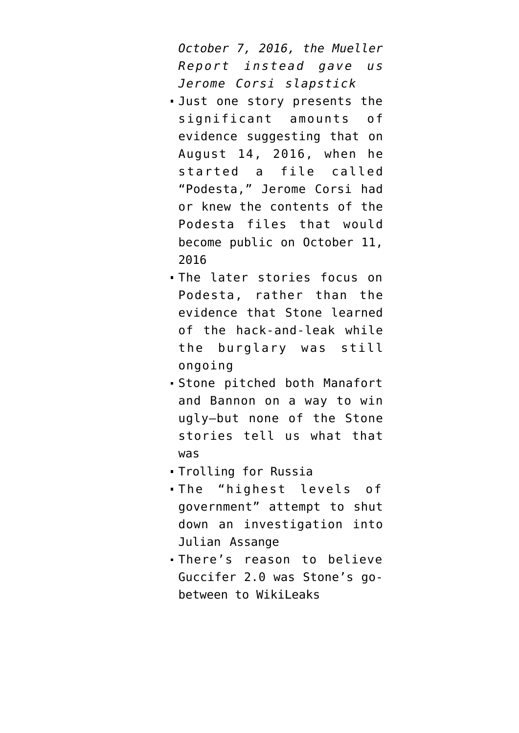*October 7, 2016, the Mueller Report instead gave us Jerome Corsi slapstick*

- Just one story presents the significant amounts of evidence suggesting that on August 14, 2016, when he started a file called "Podesta," Jerome Corsi had or knew the contents of the Podesta files that would become public on October 11, 2016
- The later stories focus on Podesta, rather than the evidence that Stone learned of the hack-and-leak while the burglary was still ongoing
- Stone pitched both Manafort and Bannon on a way to win ugly—but none of the Stone stories tell us what that was
- Trolling for Russia
- The "highest levels of government" attempt to shut down an investigation into Julian Assange
- There's reason to believe Guccifer 2.0 was Stone's go-between to WikiLeaks